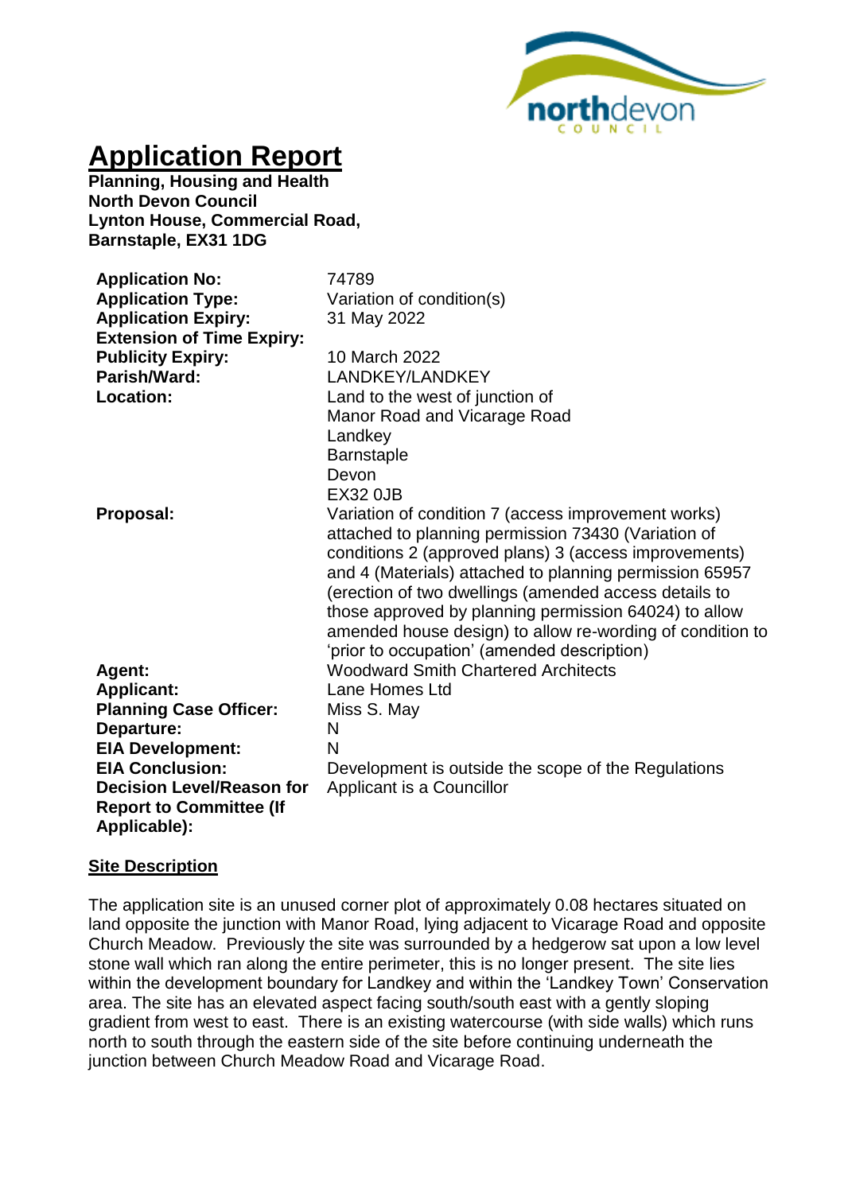# Application Report

**Planning, Housing and Health**
**North Devon Council**
**Lynton House, Commercial Road,**
**Barnstaple, EX31 1DG**

| | |
|---|---|
| **Application No:** | 74789 |
| **Application Type:** | Variation of condition(s) |
| **Application Expiry:** | 31 May 2022 |
| **Extension of Time Expiry:** | |
| **Publicity Expiry:** | 10 March 2022 |
| **Parish/Ward:** | LANDKEY/LANDKEY |
| **Location:** | Land to the west of junction of Manor Road and Vicarage Road Landkey Barnstaple Devon EX32 0JB |
| **Proposal:** | Variation of condition 7 (access improvement works) attached to planning permission 73430 (Variation of conditions 2 (approved plans) 3 (access improvements) and 4 (Materials) attached to planning permission 65957 (erection of two dwellings (amended access details to those approved by planning permission 64024) to allow amended house design) to allow re-wording of condition to 'prior to occupation' (amended description) |
| **Agent:** | Woodward Smith Chartered Architects |
| **Applicant:** | Lane Homes Ltd |
| **Planning Case Officer:** | Miss S. May |
| **Departure:** | N |
| **EIA Development:** | N |
| **EIA Conclusion:** | Development is outside the scope of the Regulations |
| **Decision Level/Reason for Report to Committee (If Applicable):** | Applicant is a Councillor |

## Site Description

The application site is an unused corner plot of approximately 0.08 hectares situated on land opposite the junction with Manor Road, lying adjacent to Vicarage Road and opposite Church Meadow. Previously the site was surrounded by a hedgerow sat upon a low level stone wall which ran along the entire perimeter, this is no longer present. The site lies within the development boundary for Landkey and within the 'Landkey Town' Conservation area. The site has an elevated aspect facing south/south east with a gently sloping gradient from west to east. There is an existing watercourse (with side walls) which runs north to south through the eastern side of the site before continuing underneath the junction between Church Meadow Road and Vicarage Road.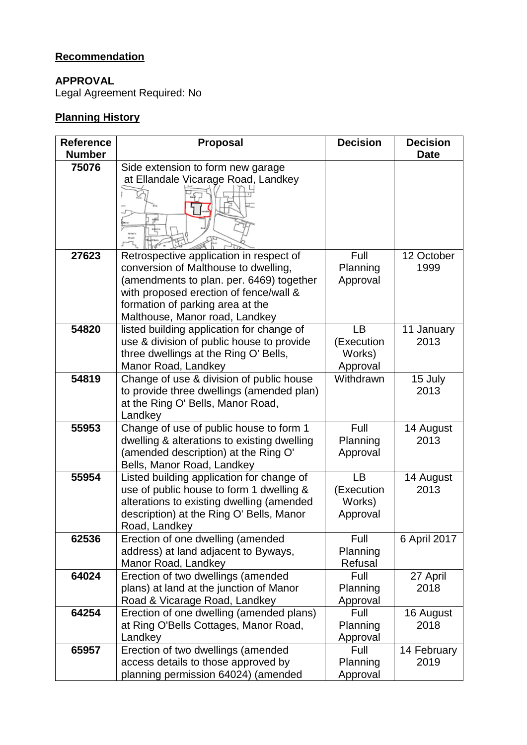## **Recommendation**

**APPROVAL**
Legal Agreement Required: No

## **Planning History**

| Reference Number | Proposal | Decision | Decision Date |
|---|---|---|---|
| 75076 | Side extension to form new garage at Ellandale Vicarage Road, Landkey | | |
| 27623 | Retrospective application in respect of conversion of Malthouse to dwelling, (amendments to plan. per. 6469) together with proposed erection of fence/wall & formation of parking area at the Malthouse, Manor road, Landkey | Full Planning Approval | 12 October 1999 |
| 54820 | listed building application for change of use & division of public house to provide three dwellings at the Ring O' Bells, Manor Road, Landkey | LB (Execution Works) Approval | 11 January 2013 |
| 54819 | Change of use & division of public house to provide three dwellings (amended plan) at the Ring O' Bells, Manor Road, Landkey | Withdrawn | 15 July 2013 |
| 55953 | Change of use of public house to form 1 dwelling & alterations to existing dwelling (amended description) at the Ring O' Bells, Manor Road, Landkey | Full Planning Approval | 14 August 2013 |
| 55954 | Listed building application for change of use of public house to form 1 dwelling & alterations to existing dwelling (amended description) at the Ring O' Bells, Manor Road, Landkey | LB (Execution Works) Approval | 14 August 2013 |
| 62536 | Erection of one dwelling (amended address) at land adjacent to Byways, Manor Road, Landkey | Full Planning Refusal | 6 April 2017 |
| 64024 | Erection of two dwellings (amended plans) at land at the junction of Manor Road & Vicarage Road, Landkey | Full Planning Approval | 27 April 2018 |
| 64254 | Erection of one dwelling (amended plans) at Ring O'Bells Cottages, Manor Road, Landkey | Full Planning Approval | 16 August 2018 |
| 65957 | Erection of two dwellings (amended access details to those approved by planning permission 64024) (amended | Full Planning Approval | 14 February 2019 |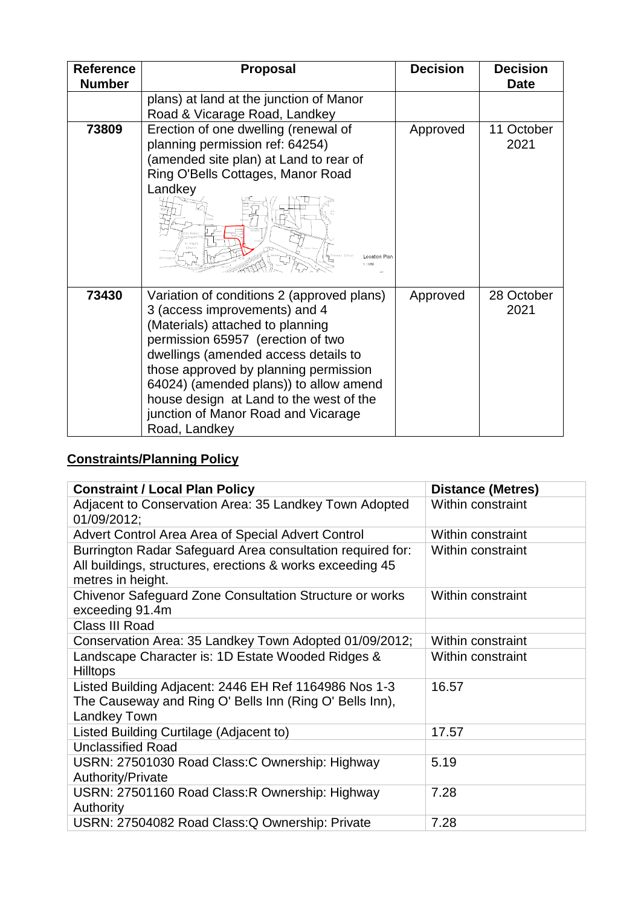| Reference Number | Proposal | Decision | Decision Date |
|---|---|---|---|
| | plans) at land at the junction of Manor Road & Vicarage Road, Landkey | | |
| 73809 | Erection of one dwelling (renewal of planning permission ref: 64254) (amended site plan) at Land to rear of Ring O'Bells Cottages, Manor Road Landkey | Approved | 11 October 2021 |
| 73430 | Variation of conditions 2 (approved plans) 3 (access improvements) and 4 (Materials) attached to planning permission 65957 (erection of two dwellings (amended access details to those approved by planning permission 64024) (amended plans)) to allow amend house design at Land to the west of the junction of Manor Road and Vicarage Road, Landkey | Approved | 28 October 2021 |

## Constraints/Planning Policy

| Constraint / Local Plan Policy | Distance (Metres) |
|---|---|
| Adjacent to Conservation Area: 35 Landkey Town Adopted 01/09/2012; | Within constraint |
| Advert Control Area Area of Special Advert Control | Within constraint |
| Burrington Radar Safeguard Area consultation required for: All buildings, structures, erections & works exceeding 45 metres in height. | Within constraint |
| Chivenor Safeguard Zone Consultation Structure or works exceeding 91.4m | Within constraint |
| Class III Road | |
| Conservation Area: 35 Landkey Town Adopted 01/09/2012; | Within constraint |
| Landscape Character is: 1D Estate Wooded Ridges & Hilltops | Within constraint |
| Listed Building Adjacent: 2446 EH Ref 1164986 Nos 1-3 The Causeway and Ring O' Bells Inn (Ring O' Bells Inn), Landkey Town | 16.57 |
| Listed Building Curtilage (Adjacent to) | 17.57 |
| Unclassified Road | |
| USRN: 27501030 Road Class:C Ownership: Highway Authority/Private | 5.19 |
| USRN: 27501160 Road Class:R Ownership: Highway Authority | 7.28 |
| USRN: 27504082 Road Class:Q Ownership: Private | 7.28 |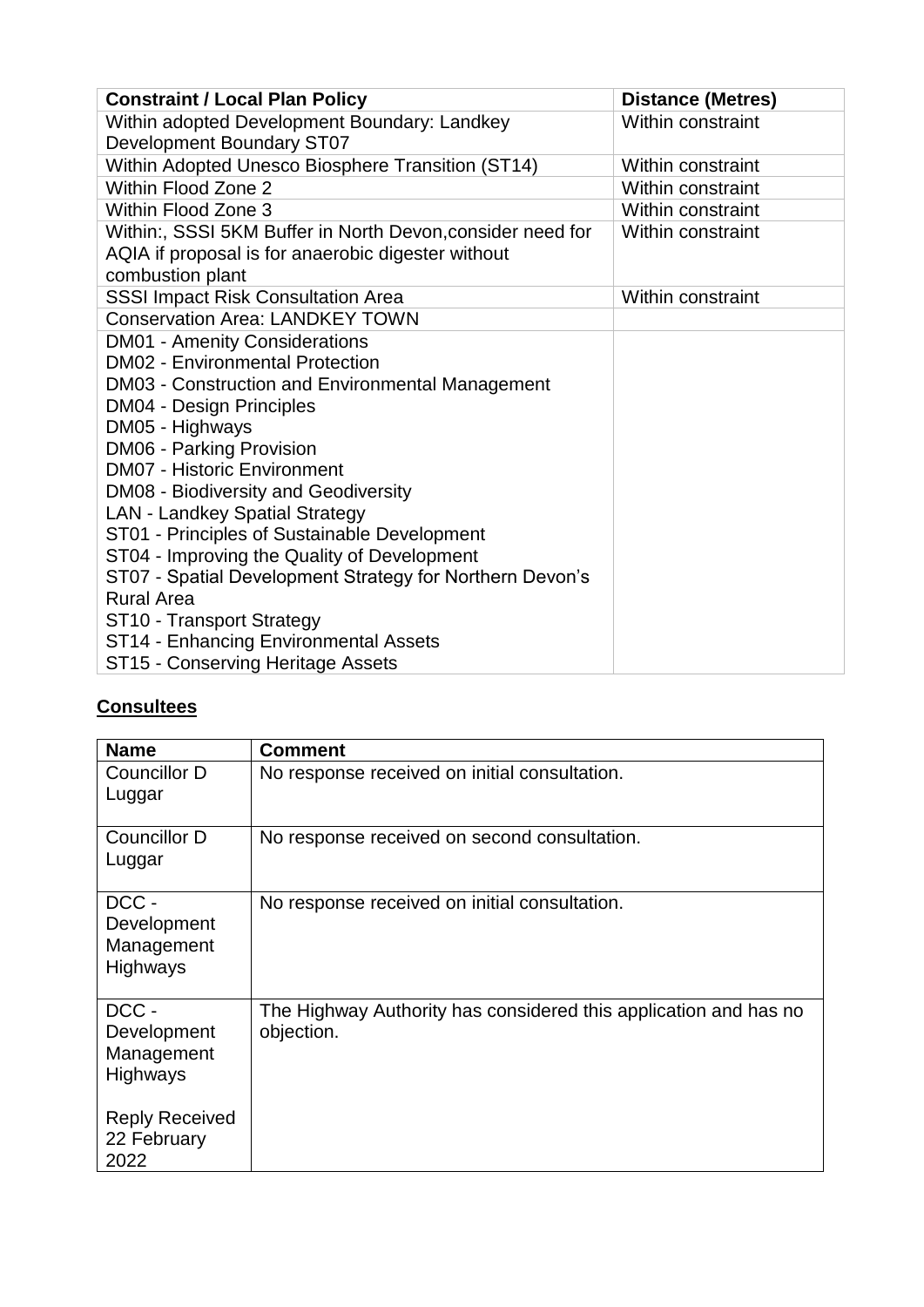| Constraint / Local Plan Policy | Distance (Metres) |
| --- | --- |
| Within adopted Development Boundary: Landkey Development Boundary ST07 | Within constraint |
| Within Adopted Unesco Biosphere Transition (ST14) | Within constraint |
| Within Flood Zone 2 | Within constraint |
| Within Flood Zone 3 | Within constraint |
| Within:, SSSI 5KM Buffer in North Devon,consider need for AQIA if proposal is for anaerobic digester without combustion plant | Within constraint |
| SSSI Impact Risk Consultation Area | Within constraint |
| Conservation Area: LANDKEY TOWN | |
| DM01 - Amenity Considerations<br>DM02 - Environmental Protection<br>DM03 - Construction and Environmental Management<br>DM04 - Design Principles<br>DM05 - Highways<br>DM06 - Parking Provision<br>DM07 - Historic Environment<br>DM08 - Biodiversity and Geodiversity<br>LAN - Landkey Spatial Strategy<br>ST01 - Principles of Sustainable Development<br>ST04 - Improving the Quality of Development<br>ST07 - Spatial Development Strategy for Northern Devon's Rural Area<br>ST10 - Transport Strategy<br>ST14 - Enhancing Environmental Assets<br>ST15 - Conserving Heritage Assets | |

## Consultees

| Name | Comment |
| --- | --- |
| Councillor D Luggar | No response received on initial consultation. |
| Councillor D Luggar | No response received on second consultation. |
| DCC - Development Management Highways | No response received on initial consultation. |
| DCC - Development Management Highways<br><br>Reply Received 22 February 2022 | The Highway Authority has considered this application and has no objection. |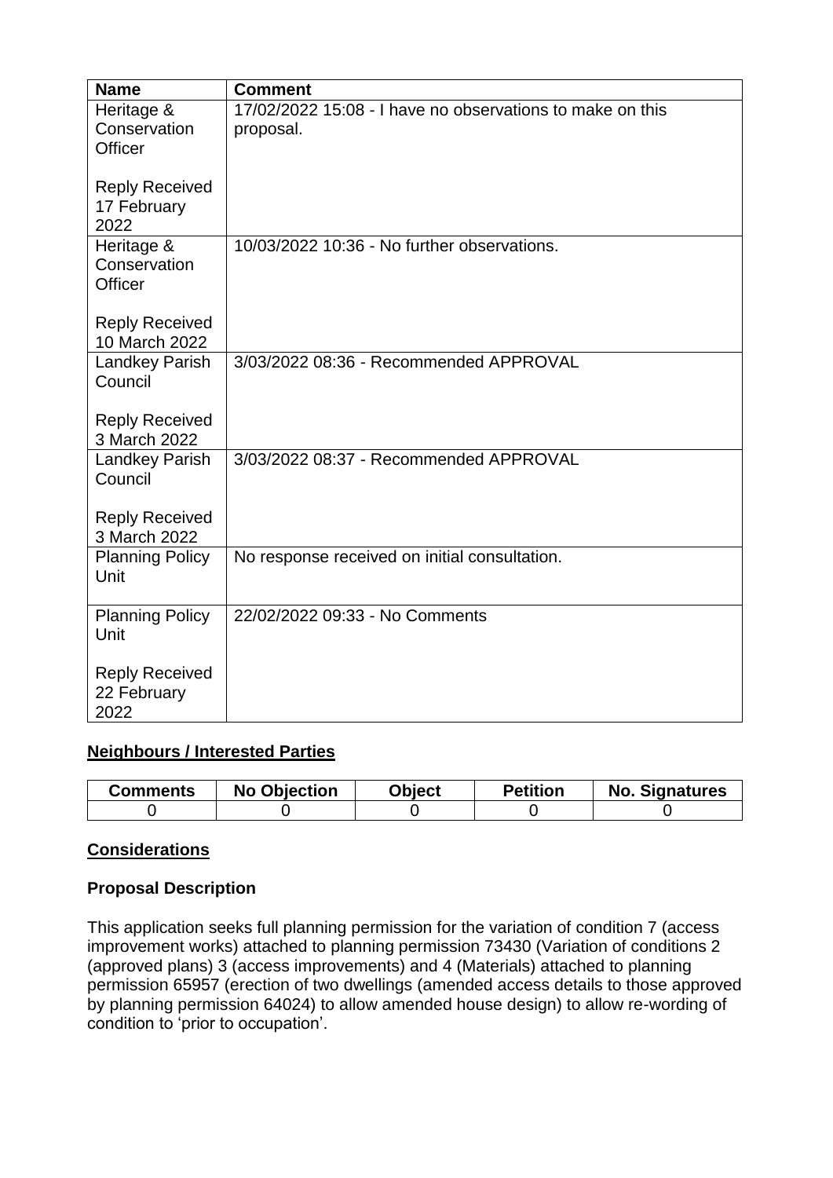| Name | Comment |
|---|---|
| Heritage & Conservation Officer<br><br>Reply Received 17 February 2022 | 17/02/2022 15:08 - I have no observations to make on this proposal. |
| Heritage & Conservation Officer<br><br>Reply Received 10 March 2022 | 10/03/2022 10:36 - No further observations. |
| Landkey Parish Council<br><br>Reply Received 3 March 2022 | 3/03/2022 08:36 - Recommended APPROVAL |
| Landkey Parish Council<br><br>Reply Received 3 March 2022 | 3/03/2022 08:37 - Recommended APPROVAL |
| Planning Policy Unit | No response received on initial consultation. |
| Planning Policy Unit<br><br>Reply Received 22 February 2022 | 22/02/2022 09:33 - No Comments |

## Neighbours / Interested Parties

| Comments | No Objection | Object | Petition | No. Signatures |
|---|---|---|---|---|
| 0 | 0 | 0 | 0 | 0 |

## Considerations

### Proposal Description

This application seeks full planning permission for the variation of condition 7 (access improvement works) attached to planning permission 73430 (Variation of conditions 2 (approved plans) 3 (access improvements) and 4 (Materials) attached to planning permission 65957 (erection of two dwellings (amended access details to those approved by planning permission 64024) to allow amended house design) to allow re-wording of condition to 'prior to occupation'.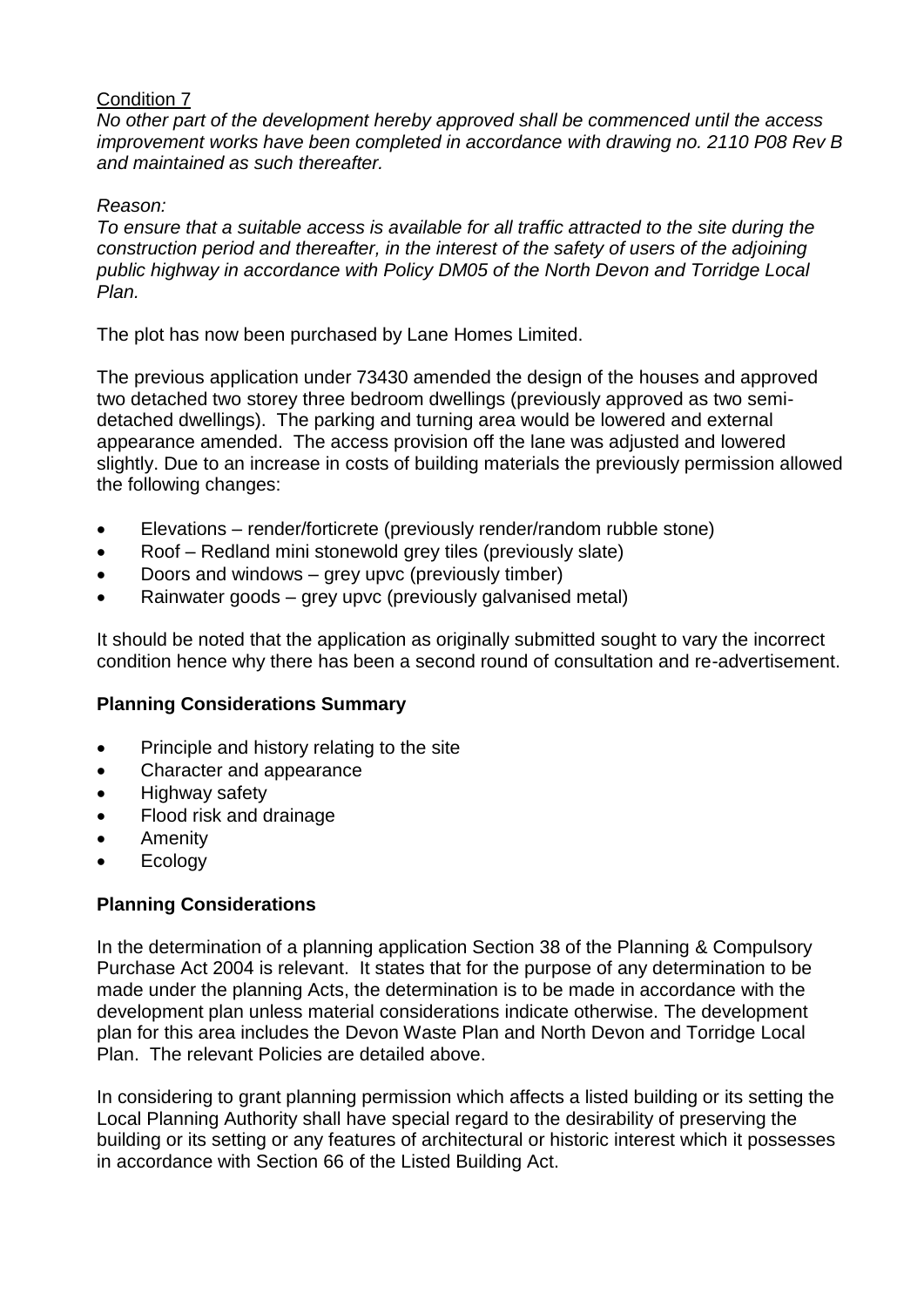Condition 7

*No other part of the development hereby approved shall be commenced until the access improvement works have been completed in accordance with drawing no. 2110 P08 Rev B and maintained as such thereafter.*

*Reason:*

*To ensure that a suitable access is available for all traffic attracted to the site during the construction period and thereafter, in the interest of the safety of users of the adjoining public highway in accordance with Policy DM05 of the North Devon and Torridge Local Plan.*

The plot has now been purchased by Lane Homes Limited.

The previous application under 73430 amended the design of the houses and approved two detached two storey three bedroom dwellings (previously approved as two semi-detached dwellings). The parking and turning area would be lowered and external appearance amended. The access provision off the lane was adjusted and lowered slightly. Due to an increase in costs of building materials the previously permission allowed the following changes:

- Elevations – render/forticrete (previously render/random rubble stone)
- Roof – Redland mini stonewold grey tiles (previously slate)
- Doors and windows – grey upvc (previously timber)
- Rainwater goods – grey upvc (previously galvanised metal)

It should be noted that the application as originally submitted sought to vary the incorrect condition hence why there has been a second round of consultation and re-advertisement.

**Planning Considerations Summary**

- Principle and history relating to the site
- Character and appearance
- Highway safety
- Flood risk and drainage
- Amenity
- Ecology

**Planning Considerations**

In the determination of a planning application Section 38 of the Planning & Compulsory Purchase Act 2004 is relevant. It states that for the purpose of any determination to be made under the planning Acts, the determination is to be made in accordance with the development plan unless material considerations indicate otherwise. The development plan for this area includes the Devon Waste Plan and North Devon and Torridge Local Plan. The relevant Policies are detailed above.

In considering to grant planning permission which affects a listed building or its setting the Local Planning Authority shall have special regard to the desirability of preserving the building or its setting or any features of architectural or historic interest which it possesses in accordance with Section 66 of the Listed Building Act.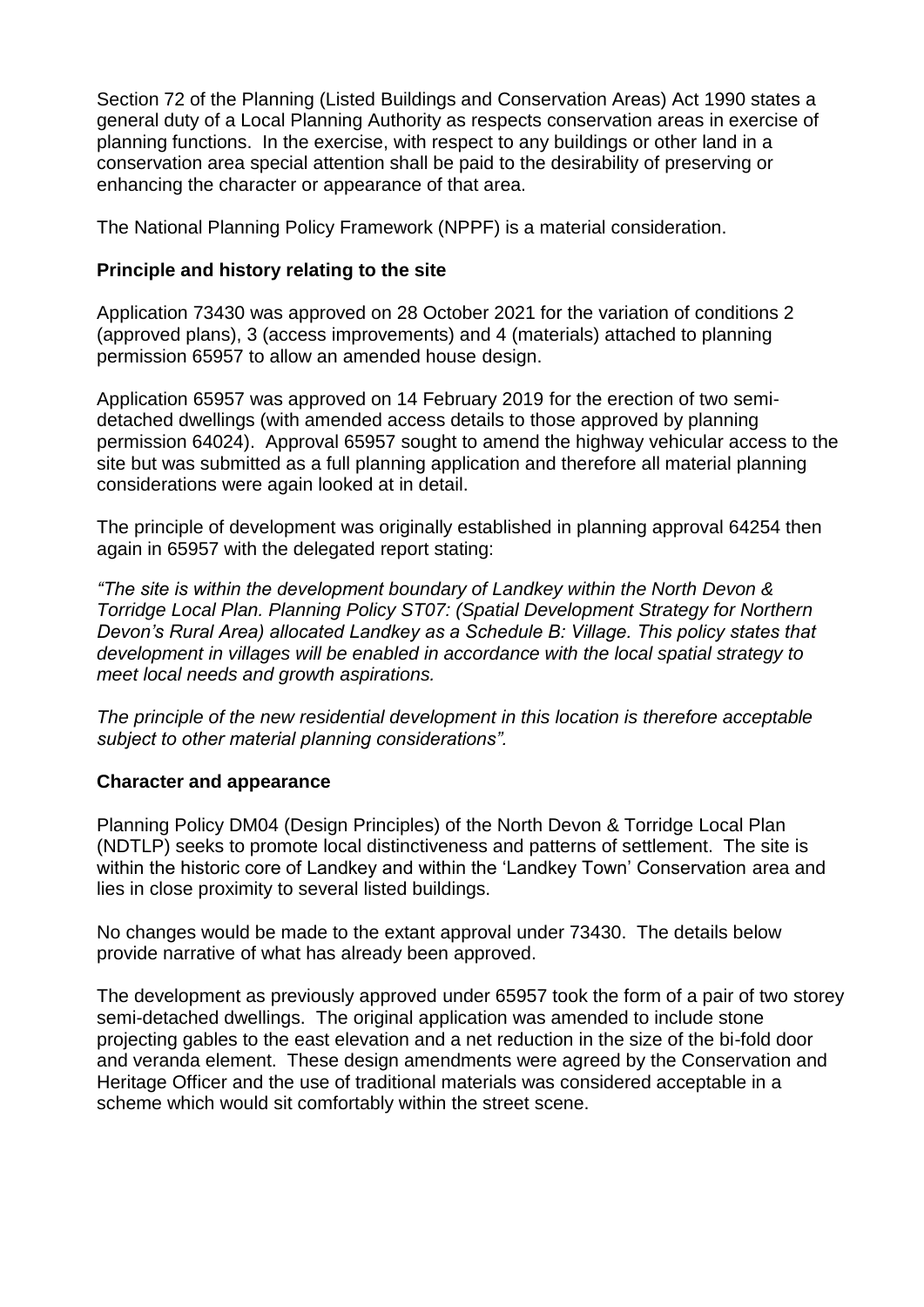Section 72 of the Planning (Listed Buildings and Conservation Areas) Act 1990 states a general duty of a Local Planning Authority as respects conservation areas in exercise of planning functions. In the exercise, with respect to any buildings or other land in a conservation area special attention shall be paid to the desirability of preserving or enhancing the character or appearance of that area.

The National Planning Policy Framework (NPPF) is a material consideration.

## Principle and history relating to the site

Application 73430 was approved on 28 October 2021 for the variation of conditions 2 (approved plans), 3 (access improvements) and 4 (materials) attached to planning permission 65957 to allow an amended house design.

Application 65957 was approved on 14 February 2019 for the erection of two semi-detached dwellings (with amended access details to those approved by planning permission 64024). Approval 65957 sought to amend the highway vehicular access to the site but was submitted as a full planning application and therefore all material planning considerations were again looked at in detail.

The principle of development was originally established in planning approval 64254 then again in 65957 with the delegated report stating:

*"The site is within the development boundary of Landkey within the North Devon & Torridge Local Plan. Planning Policy ST07: (Spatial Development Strategy for Northern Devon's Rural Area) allocated Landkey as a Schedule B: Village. This policy states that development in villages will be enabled in accordance with the local spatial strategy to meet local needs and growth aspirations.*

*The principle of the new residential development in this location is therefore acceptable subject to other material planning considerations".*

## Character and appearance

Planning Policy DM04 (Design Principles) of the North Devon & Torridge Local Plan (NDTLP) seeks to promote local distinctiveness and patterns of settlement. The site is within the historic core of Landkey and within the 'Landkey Town' Conservation area and lies in close proximity to several listed buildings.

No changes would be made to the extant approval under 73430. The details below provide narrative of what has already been approved.

The development as previously approved under 65957 took the form of a pair of two storey semi-detached dwellings. The original application was amended to include stone projecting gables to the east elevation and a net reduction in the size of the bi-fold door and veranda element. These design amendments were agreed by the Conservation and Heritage Officer and the use of traditional materials was considered acceptable in a scheme which would sit comfortably within the street scene.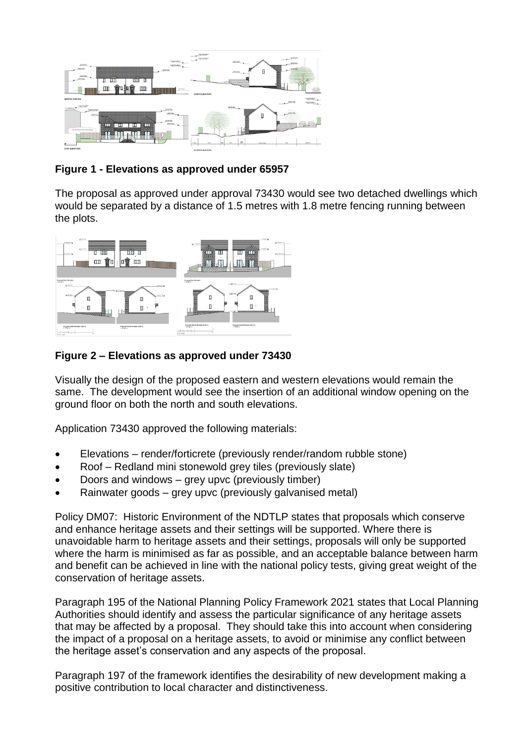**Figure 1 - Elevations as approved under 65957**

The proposal as approved under approval 73430 would see two detached dwellings which would be separated by a distance of 1.5 metres with 1.8 metre fencing running between the plots.

**Figure 2 – Elevations as approved under 73430**

Visually the design of the proposed eastern and western elevations would remain the same. The development would see the insertion of an additional window opening on the ground floor on both the north and south elevations.

Application 73430 approved the following materials:

- Elevations – render/forticrete (previously render/random rubble stone)
- Roof – Redland mini stonewold grey tiles (previously slate)
- Doors and windows – grey upvc (previously timber)
- Rainwater goods – grey upvc (previously galvanised metal)

Policy DM07: Historic Environment of the NDTLP states that proposals which conserve and enhance heritage assets and their settings will be supported. Where there is unavoidable harm to heritage assets and their settings, proposals will only be supported where the harm is minimised as far as possible, and an acceptable balance between harm and benefit can be achieved in line with the national policy tests, giving great weight of the conservation of heritage assets.

Paragraph 195 of the National Planning Policy Framework 2021 states that Local Planning Authorities should identify and assess the particular significance of any heritage assets that may be affected by a proposal. They should take this into account when considering the impact of a proposal on a heritage assets, to avoid or minimise any conflict between the heritage asset's conservation and any aspects of the proposal.

Paragraph 197 of the framework identifies the desirability of new development making a positive contribution to local character and distinctiveness.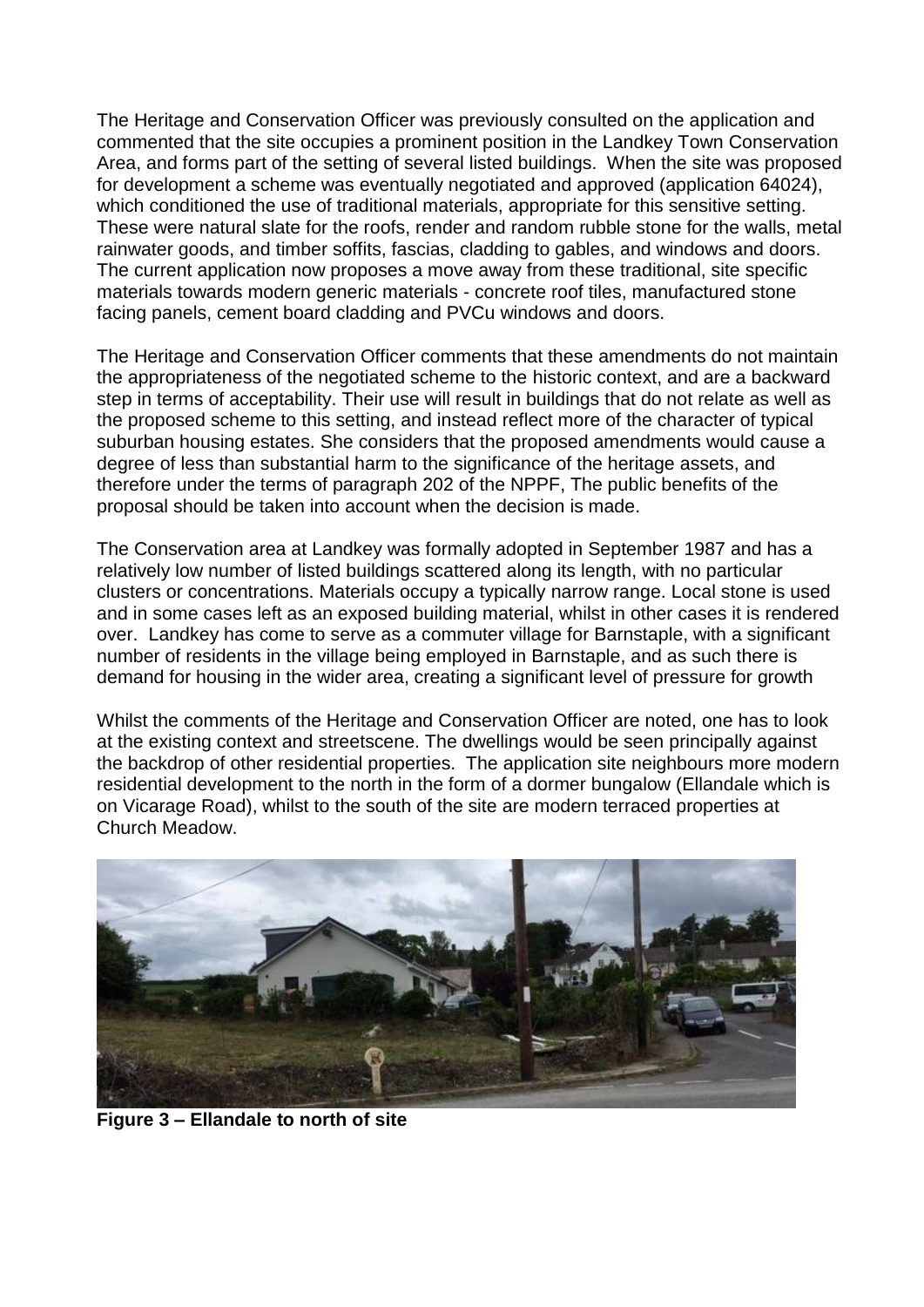The Heritage and Conservation Officer was previously consulted on the application and commented that the site occupies a prominent position in the Landkey Town Conservation Area, and forms part of the setting of several listed buildings. When the site was proposed for development a scheme was eventually negotiated and approved (application 64024), which conditioned the use of traditional materials, appropriate for this sensitive setting. These were natural slate for the roofs, render and random rubble stone for the walls, metal rainwater goods, and timber soffits, fascias, cladding to gables, and windows and doors. The current application now proposes a move away from these traditional, site specific materials towards modern generic materials - concrete roof tiles, manufactured stone facing panels, cement board cladding and PVCu windows and doors.

The Heritage and Conservation Officer comments that these amendments do not maintain the appropriateness of the negotiated scheme to the historic context, and are a backward step in terms of acceptability. Their use will result in buildings that do not relate as well as the proposed scheme to this setting, and instead reflect more of the character of typical suburban housing estates. She considers that the proposed amendments would cause a degree of less than substantial harm to the significance of the heritage assets, and therefore under the terms of paragraph 202 of the NPPF, The public benefits of the proposal should be taken into account when the decision is made.

The Conservation area at Landkey was formally adopted in September 1987 and has a relatively low number of listed buildings scattered along its length, with no particular clusters or concentrations. Materials occupy a typically narrow range. Local stone is used and in some cases left as an exposed building material, whilst in other cases it is rendered over. Landkey has come to serve as a commuter village for Barnstaple, with a significant number of residents in the village being employed in Barnstaple, and as such there is demand for housing in the wider area, creating a significant level of pressure for growth

Whilst the comments of the Heritage and Conservation Officer are noted, one has to look at the existing context and streetscene. The dwellings would be seen principally against the backdrop of other residential properties. The application site neighbours more modern residential development to the north in the form of a dormer bungalow (Ellandale which is on Vicarage Road), whilst to the south of the site are modern terraced properties at Church Meadow.

**Figure 3 – Ellandale to north of site**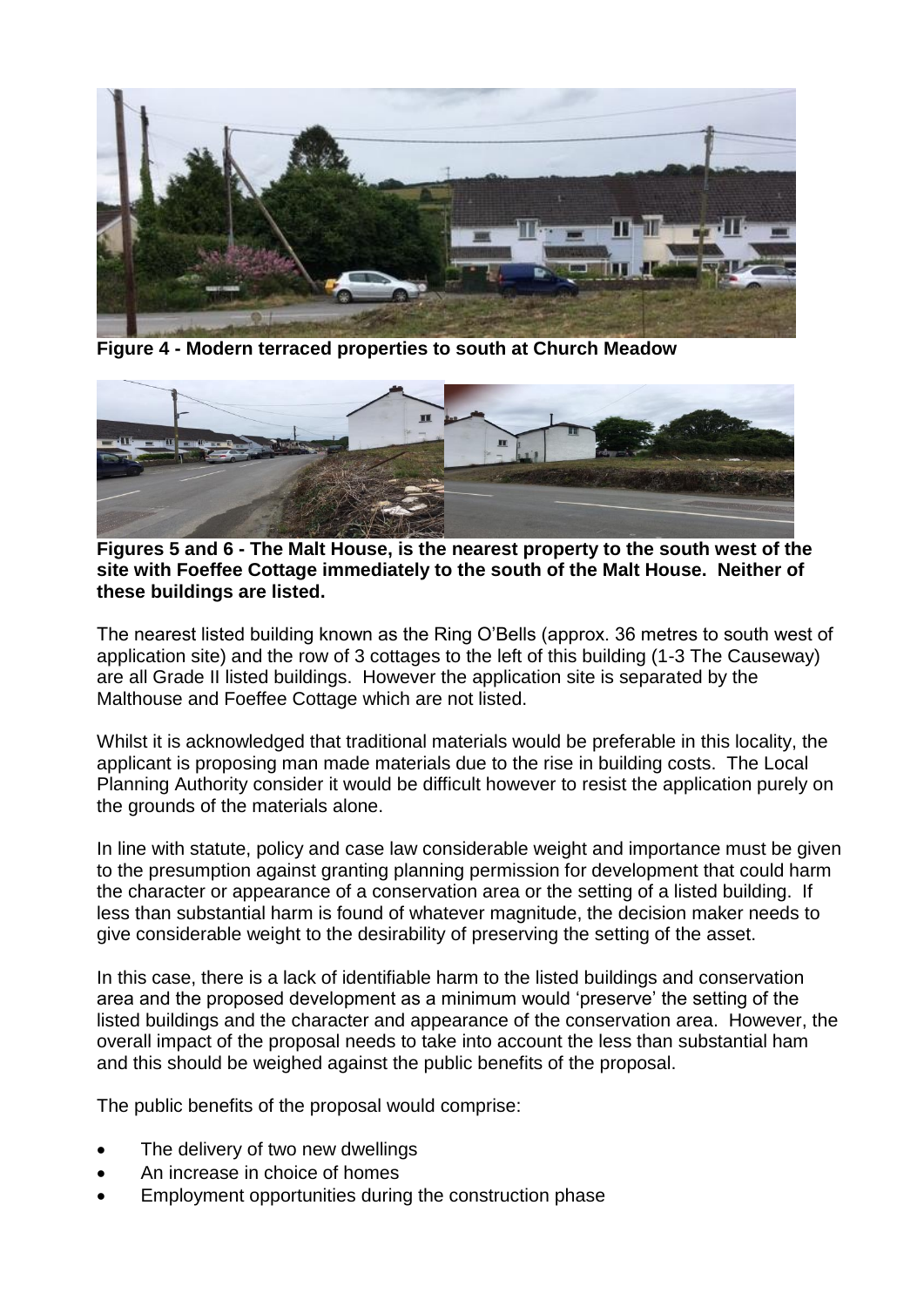**Figure 4 - Modern terraced properties to south at Church Meadow**

**Figures 5 and 6 - The Malt House, is the nearest property to the south west of the site with Foeffee Cottage immediately to the south of the Malt House. Neither of these buildings are listed.**

The nearest listed building known as the Ring O'Bells (approx. 36 metres to south west of application site) and the row of 3 cottages to the left of this building (1-3 The Causeway) are all Grade II listed buildings. However the application site is separated by the Malthouse and Foeffee Cottage which are not listed.

Whilst it is acknowledged that traditional materials would be preferable in this locality, the applicant is proposing man made materials due to the rise in building costs. The Local Planning Authority consider it would be difficult however to resist the application purely on the grounds of the materials alone.

In line with statute, policy and case law considerable weight and importance must be given to the presumption against granting planning permission for development that could harm the character or appearance of a conservation area or the setting of a listed building. If less than substantial harm is found of whatever magnitude, the decision maker needs to give considerable weight to the desirability of preserving the setting of the asset.

In this case, there is a lack of identifiable harm to the listed buildings and conservation area and the proposed development as a minimum would 'preserve' the setting of the listed buildings and the character and appearance of the conservation area. However, the overall impact of the proposal needs to take into account the less than substantial ham and this should be weighed against the public benefits of the proposal.

The public benefits of the proposal would comprise:

- The delivery of two new dwellings
- An increase in choice of homes
- Employment opportunities during the construction phase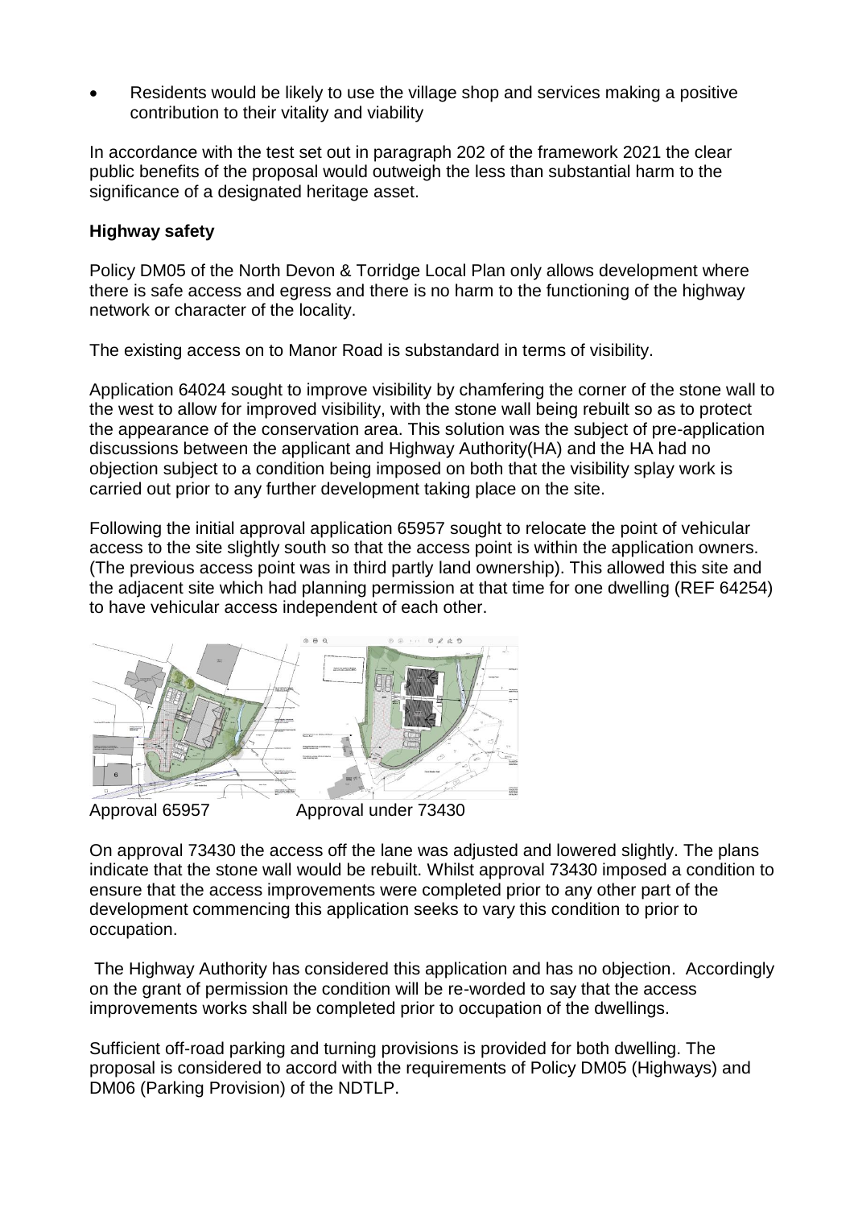- Residents would be likely to use the village shop and services making a positive contribution to their vitality and viability

In accordance with the test set out in paragraph 202 of the framework 2021 the clear public benefits of the proposal would outweigh the less than substantial harm to the significance of a designated heritage asset.

**Highway safety**

Policy DM05 of the North Devon & Torridge Local Plan only allows development where there is safe access and egress and there is no harm to the functioning of the highway network or character of the locality.

The existing access on to Manor Road is substandard in terms of visibility.

Application 64024 sought to improve visibility by chamfering the corner of the stone wall to the west to allow for improved visibility, with the stone wall being rebuilt so as to protect the appearance of the conservation area. This solution was the subject of pre-application discussions between the applicant and Highway Authority(HA) and the HA had no objection subject to a condition being imposed on both that the visibility splay work is carried out prior to any further development taking place on the site.

Following the initial approval application 65957 sought to relocate the point of vehicular access to the site slightly south so that the access point is within the application owners. (The previous access point was in third partly land ownership). This allowed this site and the adjacent site which had planning permission at that time for one dwelling (REF 64254) to have vehicular access independent of each other.

Approval 65957 Approval under 73430

On approval 73430 the access off the lane was adjusted and lowered slightly. The plans indicate that the stone wall would be rebuilt. Whilst approval 73430 imposed a condition to ensure that the access improvements were completed prior to any other part of the development commencing this application seeks to vary this condition to prior to occupation.

The Highway Authority has considered this application and has no objection. Accordingly on the grant of permission the condition will be re-worded to say that the access improvements works shall be completed prior to occupation of the dwellings.

Sufficient off-road parking and turning provisions is provided for both dwelling. The proposal is considered to accord with the requirements of Policy DM05 (Highways) and DM06 (Parking Provision) of the NDTLP.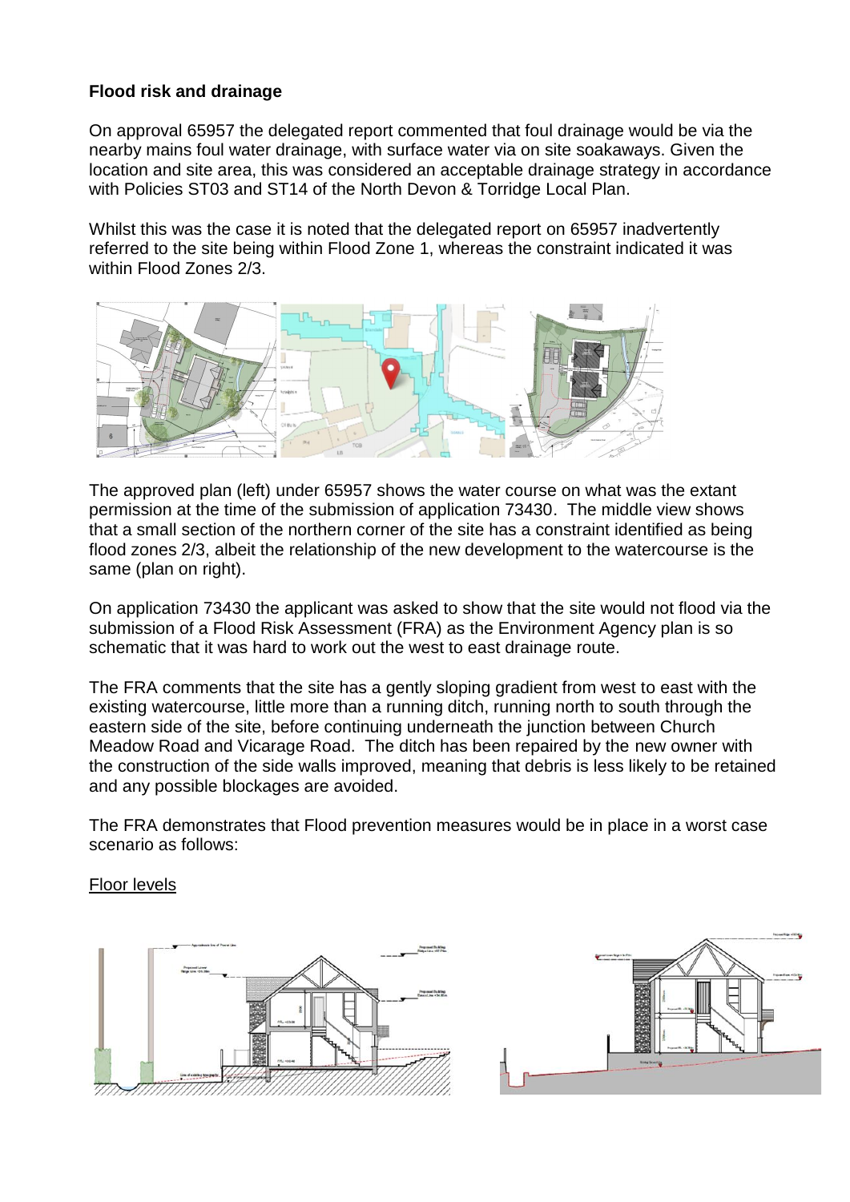**Flood risk and drainage**

On approval 65957 the delegated report commented that foul drainage would be via the nearby mains foul water drainage, with surface water via on site soakaways. Given the location and site area, this was considered an acceptable drainage strategy in accordance with Policies ST03 and ST14 of the North Devon & Torridge Local Plan.

Whilst this was the case it is noted that the delegated report on 65957 inadvertently referred to the site being within Flood Zone 1, whereas the constraint indicated it was within Flood Zones 2/3.

The approved plan (left) under 65957 shows the water course on what was the extant permission at the time of the submission of application 73430. The middle view shows that a small section of the northern corner of the site has a constraint identified as being flood zones 2/3, albeit the relationship of the new development to the watercourse is the same (plan on right).

On application 73430 the applicant was asked to show that the site would not flood via the submission of a Flood Risk Assessment (FRA) as the Environment Agency plan is so schematic that it was hard to work out the west to east drainage route.

The FRA comments that the site has a gently sloping gradient from west to east with the existing watercourse, little more than a running ditch, running north to south through the eastern side of the site, before continuing underneath the junction between Church Meadow Road and Vicarage Road. The ditch has been repaired by the new owner with the construction of the side walls improved, meaning that debris is less likely to be retained and any possible blockages are avoided.

The FRA demonstrates that Flood prevention measures would be in place in a worst case scenario as follows:

<u>Floor levels</u>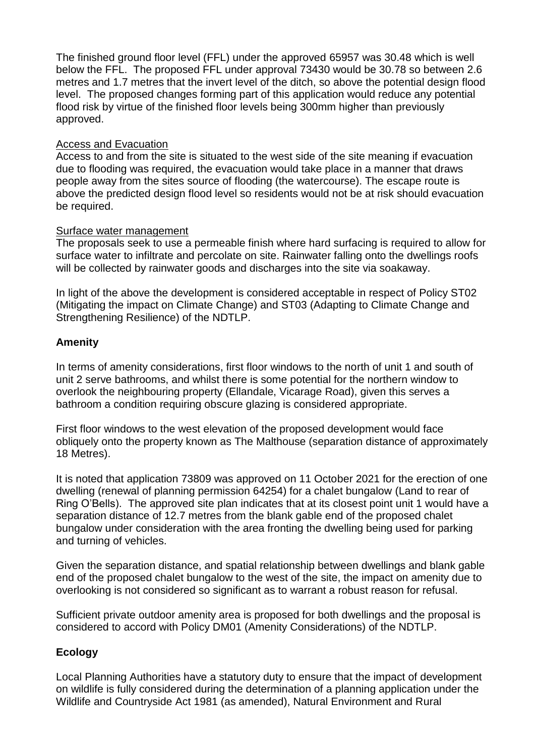The finished ground floor level (FFL) under the approved 65957 was 30.48 which is well below the FFL. The proposed FFL under approval 73430 would be 30.78 so between 2.6 metres and 1.7 metres that the invert level of the ditch, so above the potential design flood level. The proposed changes forming part of this application would reduce any potential flood risk by virtue of the finished floor levels being 300mm higher than previously approved.

Access and Evacuation

Access to and from the site is situated to the west side of the site meaning if evacuation due to flooding was required, the evacuation would take place in a manner that draws people away from the sites source of flooding (the watercourse). The escape route is above the predicted design flood level so residents would not be at risk should evacuation be required.

Surface water management

The proposals seek to use a permeable finish where hard surfacing is required to allow for surface water to infiltrate and percolate on site. Rainwater falling onto the dwellings roofs will be collected by rainwater goods and discharges into the site via soakaway.

In light of the above the development is considered acceptable in respect of Policy ST02 (Mitigating the impact on Climate Change) and ST03 (Adapting to Climate Change and Strengthening Resilience) of the NDTLP.

**Amenity**

In terms of amenity considerations, first floor windows to the north of unit 1 and south of unit 2 serve bathrooms, and whilst there is some potential for the northern window to overlook the neighbouring property (Ellandale, Vicarage Road), given this serves a bathroom a condition requiring obscure glazing is considered appropriate.

First floor windows to the west elevation of the proposed development would face obliquely onto the property known as The Malthouse (separation distance of approximately 18 Metres).

It is noted that application 73809 was approved on 11 October 2021 for the erection of one dwelling (renewal of planning permission 64254) for a chalet bungalow (Land to rear of Ring O'Bells). The approved site plan indicates that at its closest point unit 1 would have a separation distance of 12.7 metres from the blank gable end of the proposed chalet bungalow under consideration with the area fronting the dwelling being used for parking and turning of vehicles.

Given the separation distance, and spatial relationship between dwellings and blank gable end of the proposed chalet bungalow to the west of the site, the impact on amenity due to overlooking is not considered so significant as to warrant a robust reason for refusal.

Sufficient private outdoor amenity area is proposed for both dwellings and the proposal is considered to accord with Policy DM01 (Amenity Considerations) of the NDTLP.

**Ecology**

Local Planning Authorities have a statutory duty to ensure that the impact of development on wildlife is fully considered during the determination of a planning application under the Wildlife and Countryside Act 1981 (as amended), Natural Environment and Rural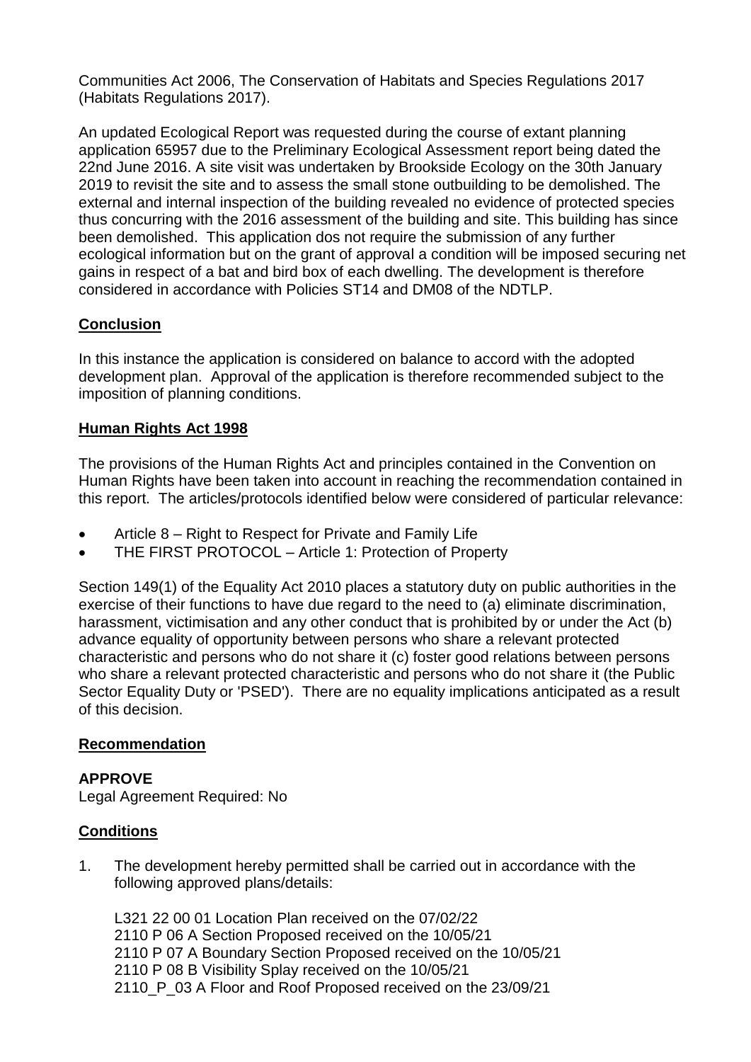Communities Act 2006, The Conservation of Habitats and Species Regulations 2017 (Habitats Regulations 2017).

An updated Ecological Report was requested during the course of extant planning application 65957 due to the Preliminary Ecological Assessment report being dated the 22nd June 2016. A site visit was undertaken by Brookside Ecology on the 30th January 2019 to revisit the site and to assess the small stone outbuilding to be demolished. The external and internal inspection of the building revealed no evidence of protected species thus concurring with the 2016 assessment of the building and site. This building has since been demolished. This application dos not require the submission of any further ecological information but on the grant of approval a condition will be imposed securing net gains in respect of a bat and bird box of each dwelling. The development is therefore considered in accordance with Policies ST14 and DM08 of the NDTLP.

## Conclusion

In this instance the application is considered on balance to accord with the adopted development plan. Approval of the application is therefore recommended subject to the imposition of planning conditions.

## Human Rights Act 1998

The provisions of the Human Rights Act and principles contained in the Convention on Human Rights have been taken into account in reaching the recommendation contained in this report. The articles/protocols identified below were considered of particular relevance:

- Article 8 – Right to Respect for Private and Family Life
- THE FIRST PROTOCOL – Article 1: Protection of Property

Section 149(1) of the Equality Act 2010 places a statutory duty on public authorities in the exercise of their functions to have due regard to the need to (a) eliminate discrimination, harassment, victimisation and any other conduct that is prohibited by or under the Act (b) advance equality of opportunity between persons who share a relevant protected characteristic and persons who do not share it (c) foster good relations between persons who share a relevant protected characteristic and persons who do not share it (the Public Sector Equality Duty or 'PSED'). There are no equality implications anticipated as a result of this decision.

## Recommendation

**APPROVE**

Legal Agreement Required: No

## Conditions

1. The development hereby permitted shall be carried out in accordance with the following approved plans/details:

   L321 22 00 01 Location Plan received on the 07/02/22
   2110 P 06 A Section Proposed received on the 10/05/21
   2110 P 07 A Boundary Section Proposed received on the 10/05/21
   2110 P 08 B Visibility Splay received on the 10/05/21
   2110_P_03 A Floor and Roof Proposed received on the 23/09/21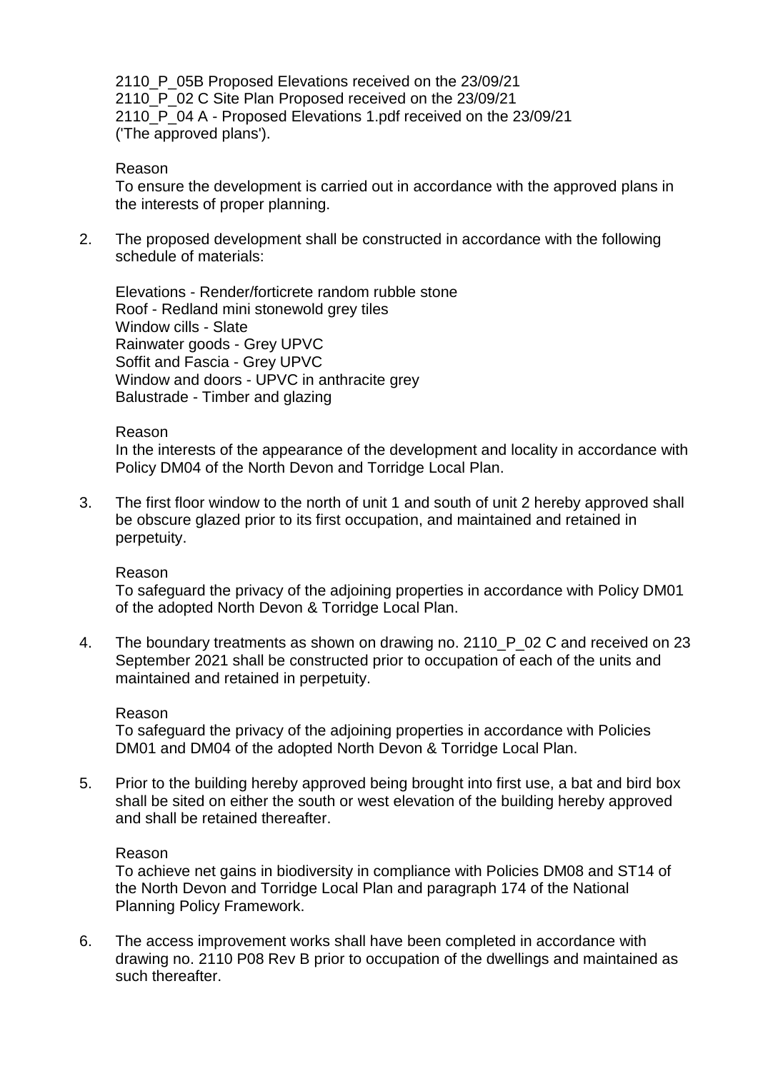2110_P_05B Proposed Elevations received on the 23/09/21
2110_P_02 C Site Plan Proposed received on the 23/09/21
2110_P_04 A - Proposed Elevations 1.pdf received on the 23/09/21
('The approved plans').

Reason
To ensure the development is carried out in accordance with the approved plans in the interests of proper planning.

2. The proposed development shall be constructed in accordance with the following schedule of materials:

   Elevations - Render/forticrete random rubble stone
   Roof - Redland mini stonewold grey tiles
   Window cills - Slate
   Rainwater goods - Grey UPVC
   Soffit and Fascia - Grey UPVC
   Window and doors - UPVC in anthracite grey
   Balustrade - Timber and glazing

   Reason
   In the interests of the appearance of the development and locality in accordance with Policy DM04 of the North Devon and Torridge Local Plan.

3. The first floor window to the north of unit 1 and south of unit 2 hereby approved shall be obscure glazed prior to its first occupation, and maintained and retained in perpetuity.

   Reason
   To safeguard the privacy of the adjoining properties in accordance with Policy DM01 of the adopted North Devon & Torridge Local Plan.

4. The boundary treatments as shown on drawing no. 2110_P_02 C and received on 23 September 2021 shall be constructed prior to occupation of each of the units and maintained and retained in perpetuity.

   Reason
   To safeguard the privacy of the adjoining properties in accordance with Policies DM01 and DM04 of the adopted North Devon & Torridge Local Plan.

5. Prior to the building hereby approved being brought into first use, a bat and bird box shall be sited on either the south or west elevation of the building hereby approved and shall be retained thereafter.

   Reason
   To achieve net gains in biodiversity in compliance with Policies DM08 and ST14 of the North Devon and Torridge Local Plan and paragraph 174 of the National Planning Policy Framework.

6. The access improvement works shall have been completed in accordance with drawing no. 2110 P08 Rev B prior to occupation of the dwellings and maintained as such thereafter.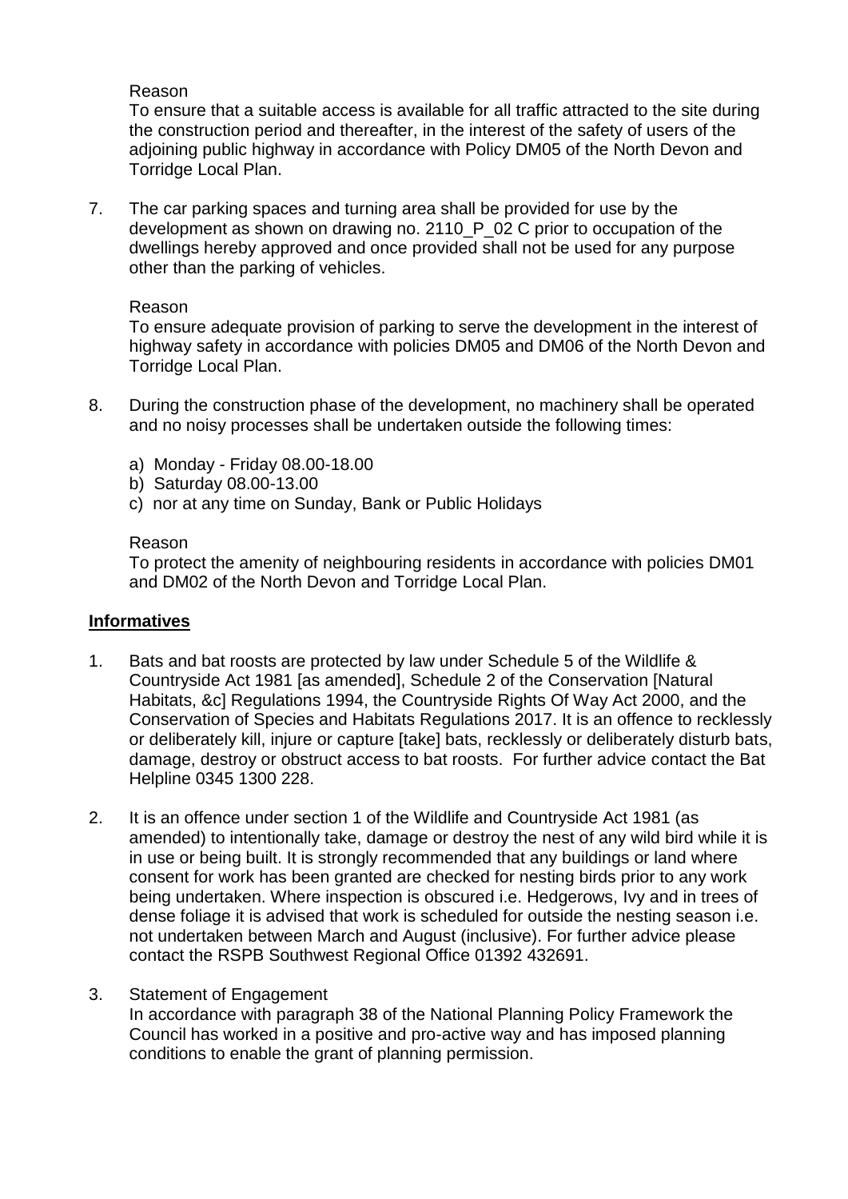Reason

To ensure that a suitable access is available for all traffic attracted to the site during the construction period and thereafter, in the interest of the safety of users of the adjoining public highway in accordance with Policy DM05 of the North Devon and Torridge Local Plan.

7. The car parking spaces and turning area shall be provided for use by the development as shown on drawing no. 2110_P_02 C prior to occupation of the dwellings hereby approved and once provided shall not be used for any purpose other than the parking of vehicles.

   Reason

   To ensure adequate provision of parking to serve the development in the interest of highway safety in accordance with policies DM05 and DM06 of the North Devon and Torridge Local Plan.

8. During the construction phase of the development, no machinery shall be operated and no noisy processes shall be undertaken outside the following times:

   a) Monday - Friday 08.00-18.00
   b) Saturday 08.00-13.00
   c) nor at any time on Sunday, Bank or Public Holidays

   Reason

   To protect the amenity of neighbouring residents in accordance with policies DM01 and DM02 of the North Devon and Torridge Local Plan.

## Informatives

1. Bats and bat roosts are protected by law under Schedule 5 of the Wildlife & Countryside Act 1981 [as amended], Schedule 2 of the Conservation [Natural Habitats, &c] Regulations 1994, the Countryside Rights Of Way Act 2000, and the Conservation of Species and Habitats Regulations 2017. It is an offence to recklessly or deliberately kill, injure or capture [take] bats, recklessly or deliberately disturb bats, damage, destroy or obstruct access to bat roosts. For further advice contact the Bat Helpline 0345 1300 228.

2. It is an offence under section 1 of the Wildlife and Countryside Act 1981 (as amended) to intentionally take, damage or destroy the nest of any wild bird while it is in use or being built. It is strongly recommended that any buildings or land where consent for work has been granted are checked for nesting birds prior to any work being undertaken. Where inspection is obscured i.e. Hedgerows, Ivy and in trees of dense foliage it is advised that work is scheduled for outside the nesting season i.e. not undertaken between March and August (inclusive). For further advice please contact the RSPB Southwest Regional Office 01392 432691.

3. Statement of Engagement

   In accordance with paragraph 38 of the National Planning Policy Framework the Council has worked in a positive and pro-active way and has imposed planning conditions to enable the grant of planning permission.